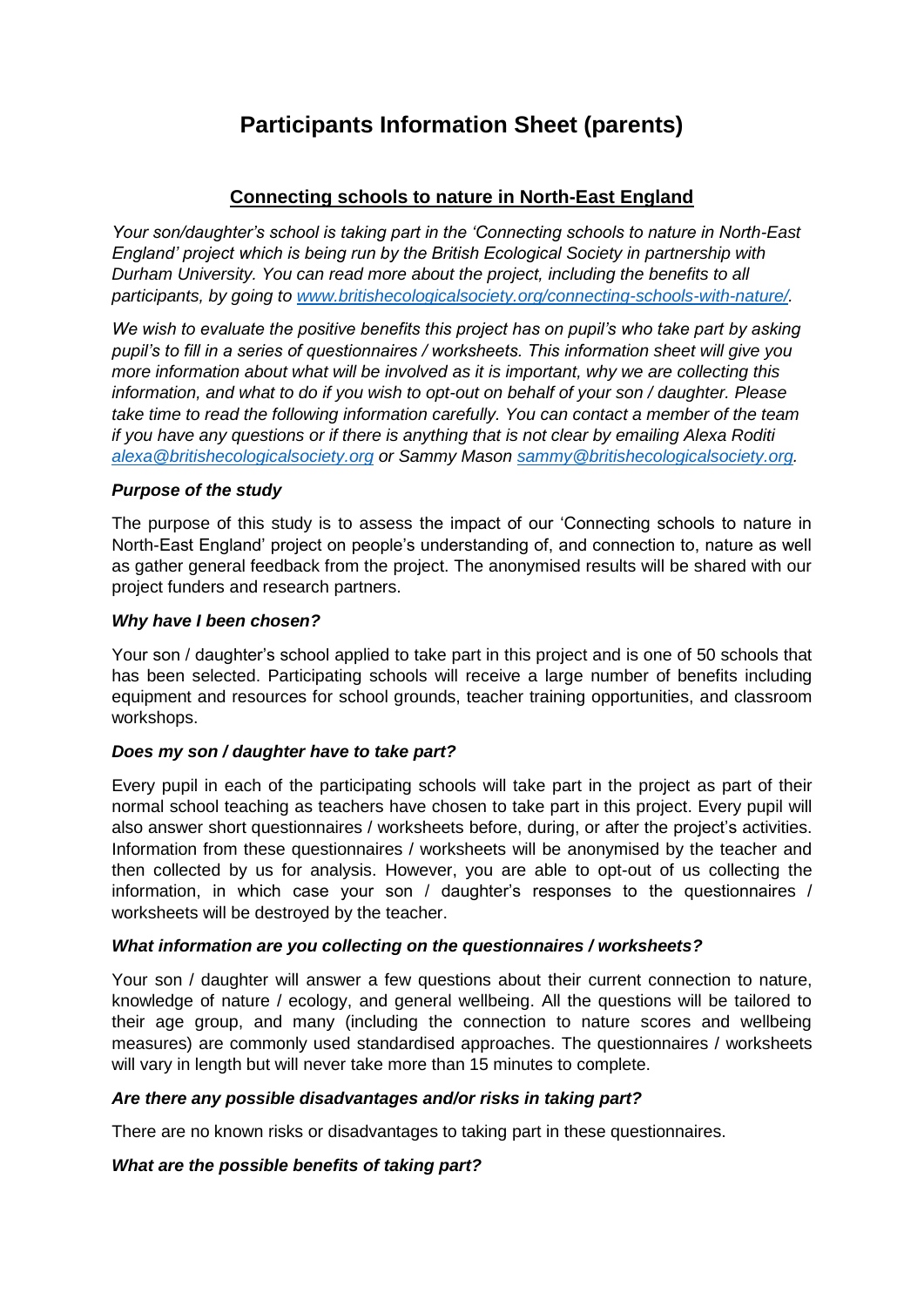# Participants Information Sheet (parents)

## Connecting schools to nature in North-East England

*Your son/daughter's school is taking part in the 'Connecting schools to nature in North-East England' project which is being run by the British Ecological Society in partnership with Durham University. You can read more about the project, including the benefits to all participants, by going to [www.britishecologicalsociety.org/connecting-schools-with-nature/](www.britishecologicalsociety.org/connecting-schools-with-nature/).*

*We wish to evaluate the positive benefits this project has on pupil's who take part by asking pupil's to fill in a series of questionnaires / worksheets. This information sheet will give you more information about what will be involved as it is important, why we are collecting this information, and what to do if you wish to opt-out on behalf of your son / daughter. Please take time to read the following information carefully. You can contact a member of the team if you have any questions or if there is anything that is not clear by emailing Alexa Roditi [alexa@britishecologicalsociety.org](mailto:alexa@britishecologicalsociety.org) or Sammy Mason [sammy@britishecologicalsociety.org](mailto:sammy@britishecologicalsociety.org).*

### *Purpose of the study*

The purpose of this study is to assess the impact of our 'Connecting schools to nature in North-East England' project on people's understanding of, and connection to, nature as well as gather general feedback from the project. The anonymised results will be shared with our project funders and research partners.

### *Why have I been chosen?*

Your son / daughter's school applied to take part in this project and is one of 50 schools that has been selected. Participating schools will receive a large number of benefits including equipment and resources for school grounds, teacher training opportunities, and classroom workshops.

### *Does my son / daughter have to take part?*

Every pupil in each of the participating schools will take part in the project as part of their normal school teaching as teachers have chosen to take part in this project. Every pupil will also answer short questionnaires / worksheets before, during, or after the project's activities. Information from these questionnaires / worksheets will be anonymised by the teacher and then collected by us for analysis. However, you are able to opt-out of us collecting the information, in which case your son / daughter's responses to the questionnaires / worksheets will be destroyed by the teacher.

### *What information are you collecting on the questionnaires / worksheets?*

Your son / daughter will answer a few questions about their current connection to nature, knowledge of nature / ecology, and general wellbeing. All the questions will be tailored to their age group, and many (including the connection to nature scores and wellbeing measures) are commonly used standardised approaches. The questionnaires / worksheets will vary in length but will never take more than 15 minutes to complete.

### *Are there any possible disadvantages and/or risks in taking part?*

There are no known risks or disadvantages to taking part in these questionnaires.

### *What are the possible benefits of taking part?*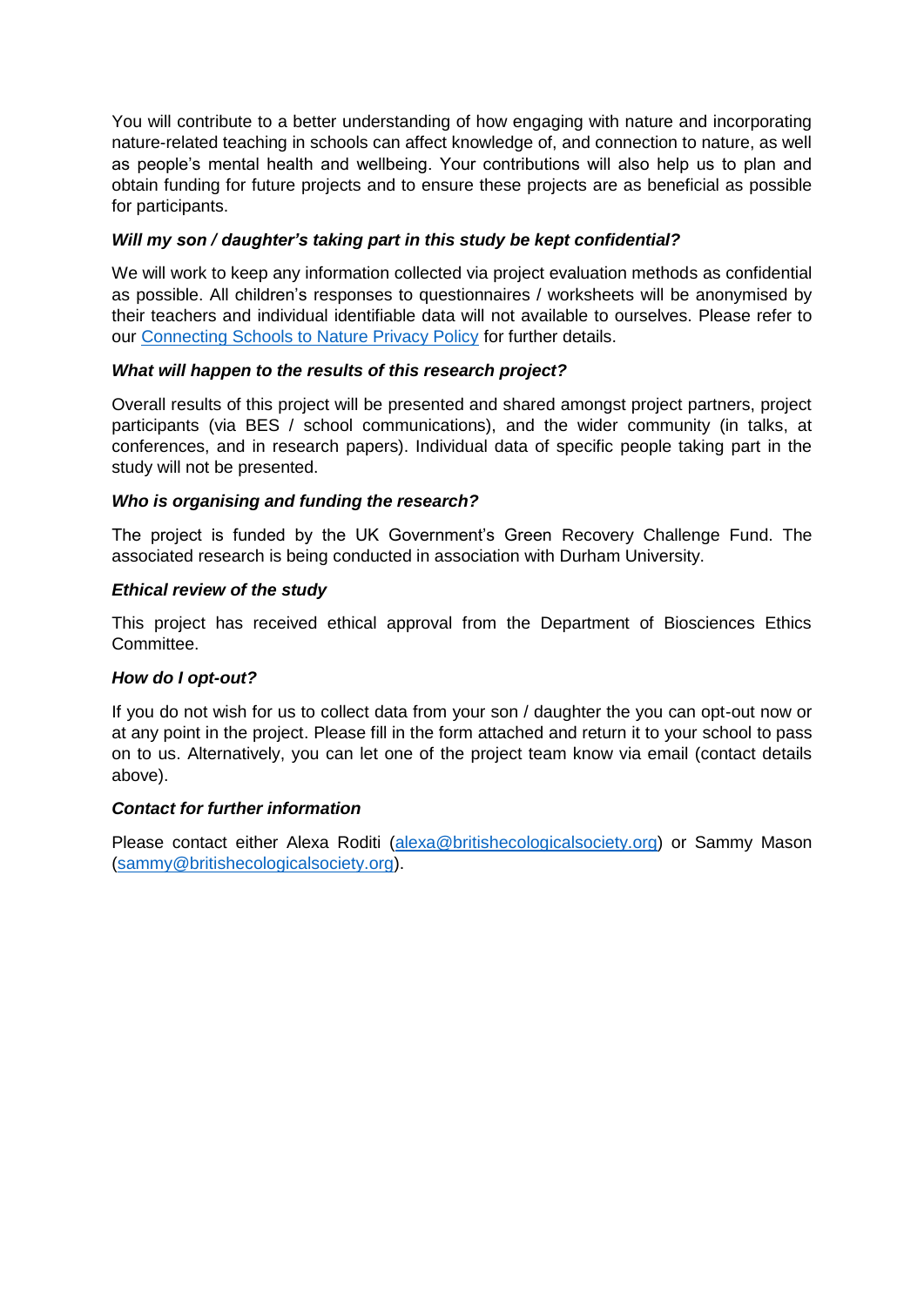You will contribute to a better understanding of how engaging with nature and incorporating nature-related teaching in schools can affect knowledge of, and connection to nature, as well as people's mental health and wellbeing. Your contributions will also help us to plan and obtain funding for future projects and to ensure these projects are as beneficial as possible for participants.

***Will my son / daughter's taking part in this study be kept confidential?***

We will work to keep any information collected via project evaluation methods as confidential as possible. All children's responses to questionnaires / worksheets will be anonymised by their teachers and individual identifiable data will not available to ourselves. Please refer to our [Connecting Schools to Nature Privacy Policy] for further details.

***What will happen to the results of this research project?***

Overall results of this project will be presented and shared amongst project partners, project participants (via BES / school communications), and the wider community (in talks, at conferences, and in research papers). Individual data of specific people taking part in the study will not be presented.

***Who is organising and funding the research?***

The project is funded by the UK Government's Green Recovery Challenge Fund. The associated research is being conducted in association with Durham University.

***Ethical review of the study***

This project has received ethical approval from the Department of Biosciences Ethics Committee.

***How do I opt-out?***

If you do not wish for us to collect data from your son / daughter the you can opt-out now or at any point in the project. Please fill in the form attached and return it to your school to pass on to us. Alternatively, you can let one of the project team know via email (contact details above).

***Contact for further information***

Please contact either Alexa Roditi (alexa@britishecologicalsociety.org) or Sammy Mason (sammy@britishecologicalsociety.org).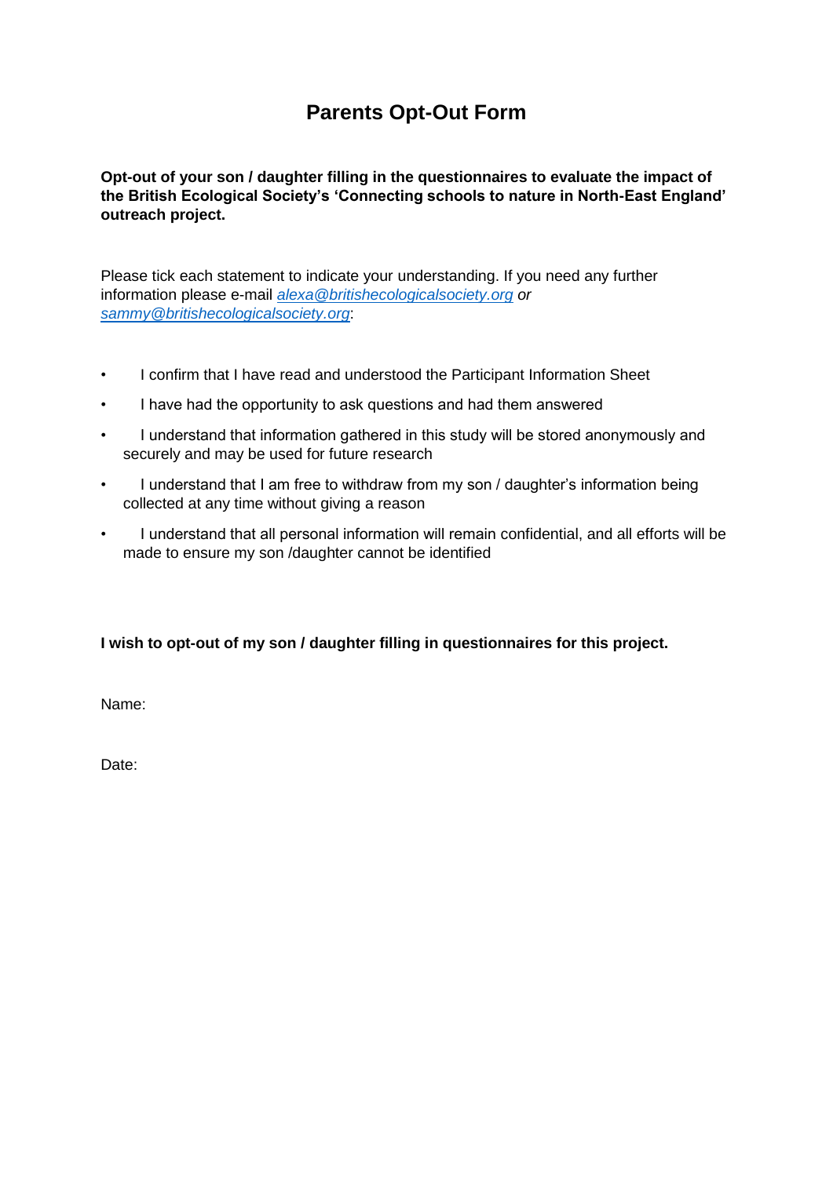# Parents Opt-Out Form

**Opt-out of your son / daughter filling in the questionnaires to evaluate the impact of the British Ecological Society's 'Connecting schools to nature in North-East England' outreach project.**

Please tick each statement to indicate your understanding. If you need any further information please e-mail *alexa@britishecologicalsociety.org* *or* *sammy@britishecologicalsociety.org*:

- I confirm that I have read and understood the Participant Information Sheet
- I have had the opportunity to ask questions and had them answered
- I understand that information gathered in this study will be stored anonymously and securely and may be used for future research
- I understand that I am free to withdraw from my son / daughter's information being collected at any time without giving a reason
- I understand that all personal information will remain confidential, and all efforts will be made to ensure my son /daughter cannot be identified

**I wish to opt-out of my son / daughter filling in questionnaires for this project.**

Name:

Date: